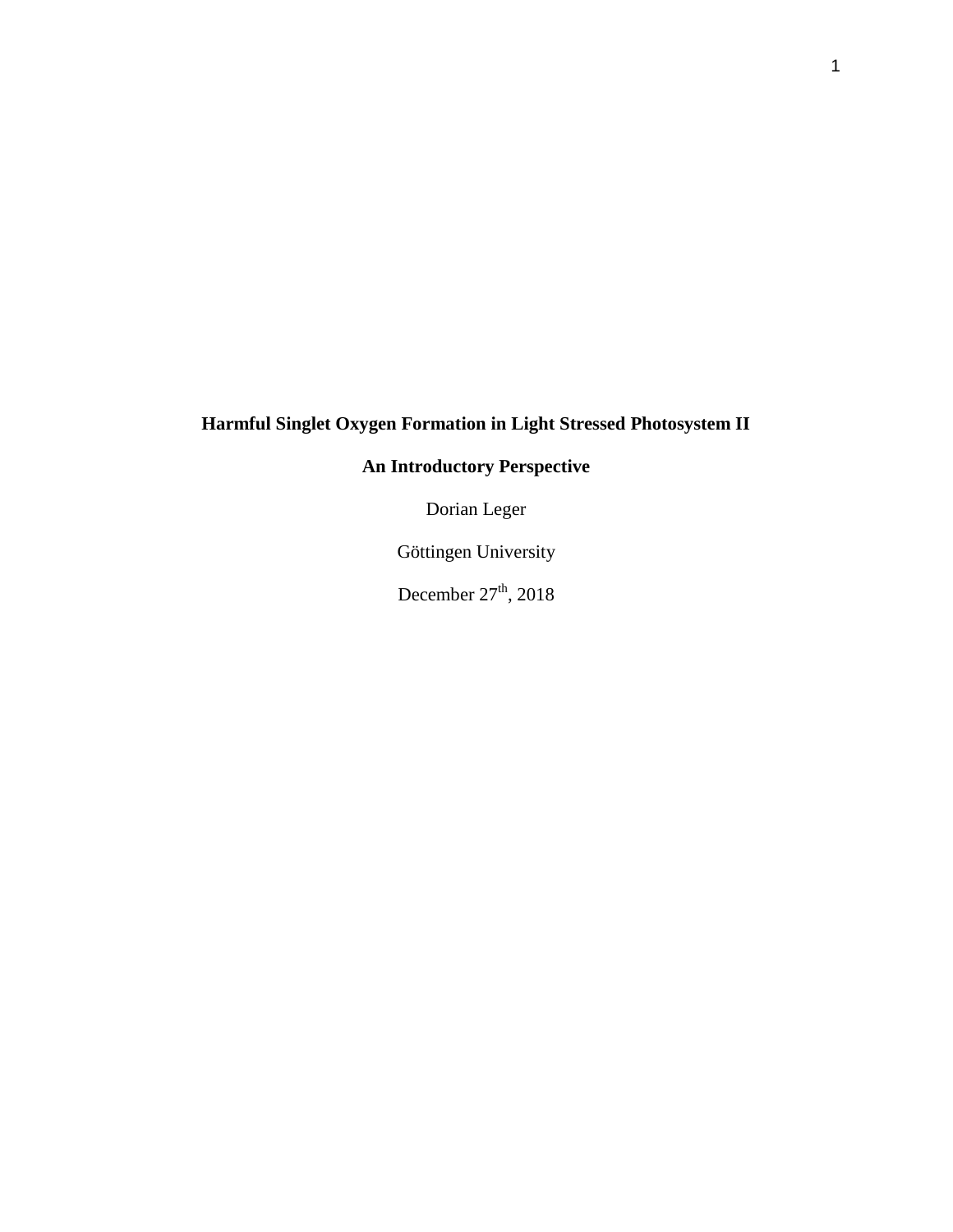# Harmful Singlet Oxygen Formation in Light Stressed Photosystem II

## An Introductory Perspective

Dorian Leger

Göttingen University

December 27th, 2018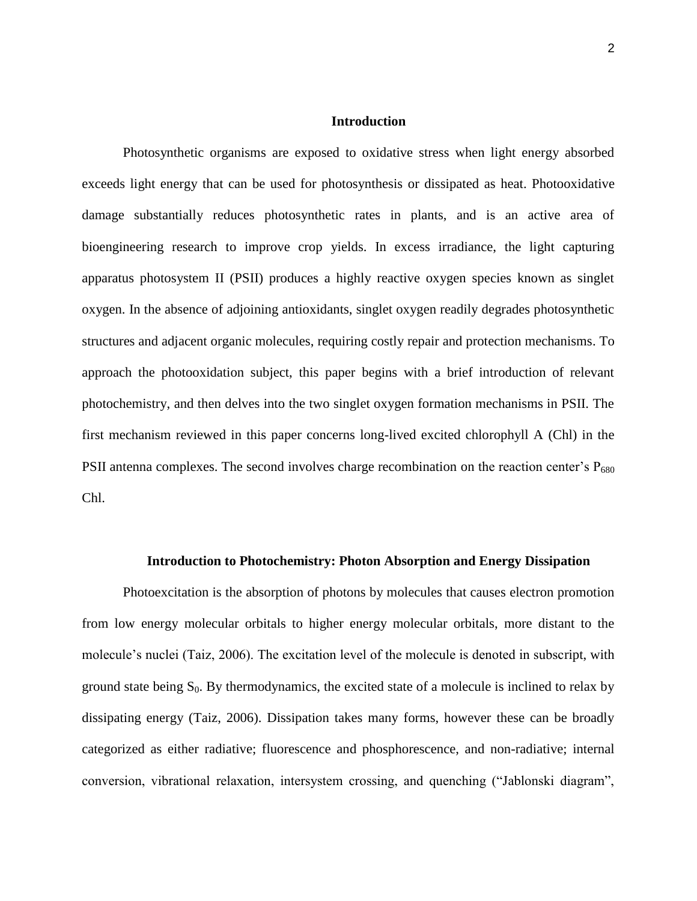## Introduction

Photosynthetic organisms are exposed to oxidative stress when light energy absorbed exceeds light energy that can be used for photosynthesis or dissipated as heat. Photooxidative damage substantially reduces photosynthetic rates in plants, and is an active area of bioengineering research to improve crop yields. In excess irradiance, the light capturing apparatus photosystem II (PSII) produces a highly reactive oxygen species known as singlet oxygen. In the absence of adjoining antioxidants, singlet oxygen readily degrades photosynthetic structures and adjacent organic molecules, requiring costly repair and protection mechanisms. To approach the photooxidation subject, this paper begins with a brief introduction of relevant photochemistry, and then delves into the two singlet oxygen formation mechanisms in PSII. The first mechanism reviewed in this paper concerns long-lived excited chlorophyll A (Chl) in the PSII antenna complexes. The second involves charge recombination on the reaction center's $P_{680}$ Chl.

## Introduction to Photochemistry: Photon Absorption and Energy Dissipation

Photoexcitation is the absorption of photons by molecules that causes electron promotion from low energy molecular orbitals to higher energy molecular orbitals, more distant to the molecule's nuclei (Taiz, 2006). The excitation level of the molecule is denoted in subscript, with ground state being $S_0$. By thermodynamics, the excited state of a molecule is inclined to relax by dissipating energy (Taiz, 2006). Dissipation takes many forms, however these can be broadly categorized as either radiative; fluorescence and phosphorescence, and non-radiative; internal conversion, vibrational relaxation, intersystem crossing, and quenching ("Jablonski diagram",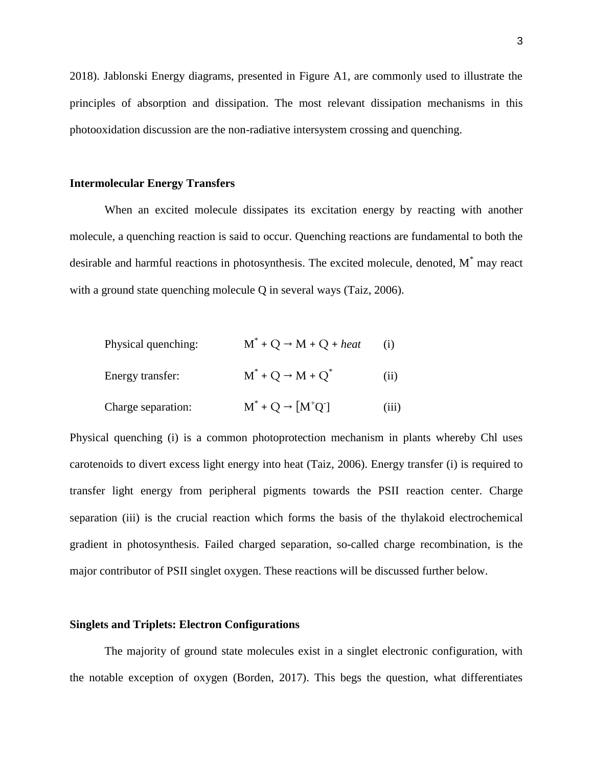2018). Jablonski Energy diagrams, presented in Figure A1, are commonly used to illustrate the principles of absorption and dissipation. The most relevant dissipation mechanisms in this photooxidation discussion are the non-radiative intersystem crossing and quenching.

### Intermolecular Energy Transfers

When an excited molecule dissipates its excitation energy by reacting with another molecule, a quenching reaction is said to occur. Quenching reactions are fundamental to both the desirable and harmful reactions in photosynthesis. The excited molecule, denoted, $M^*$ may react with a ground state quenching molecule Q in several ways (Taiz, 2006).

Physical quenching: $M^* + Q \rightarrow M + Q + \textit{heat}$ (i)

Energy transfer: $M^* + Q \rightarrow M + Q^*$ (ii)

Charge separation: $M^* + Q \rightarrow [M^+Q^-]$ (iii)

Physical quenching (i) is a common photoprotection mechanism in plants whereby Chl uses carotenoids to divert excess light energy into heat (Taiz, 2006). Energy transfer (i) is required to transfer light energy from peripheral pigments towards the PSII reaction center. Charge separation (iii) is the crucial reaction which forms the basis of the thylakoid electrochemical gradient in photosynthesis. Failed charged separation, so-called charge recombination, is the major contributor of PSII singlet oxygen. These reactions will be discussed further below.

### Singlets and Triplets: Electron Configurations

The majority of ground state molecules exist in a singlet electronic configuration, with the notable exception of oxygen (Borden, 2017). This begs the question, what differentiates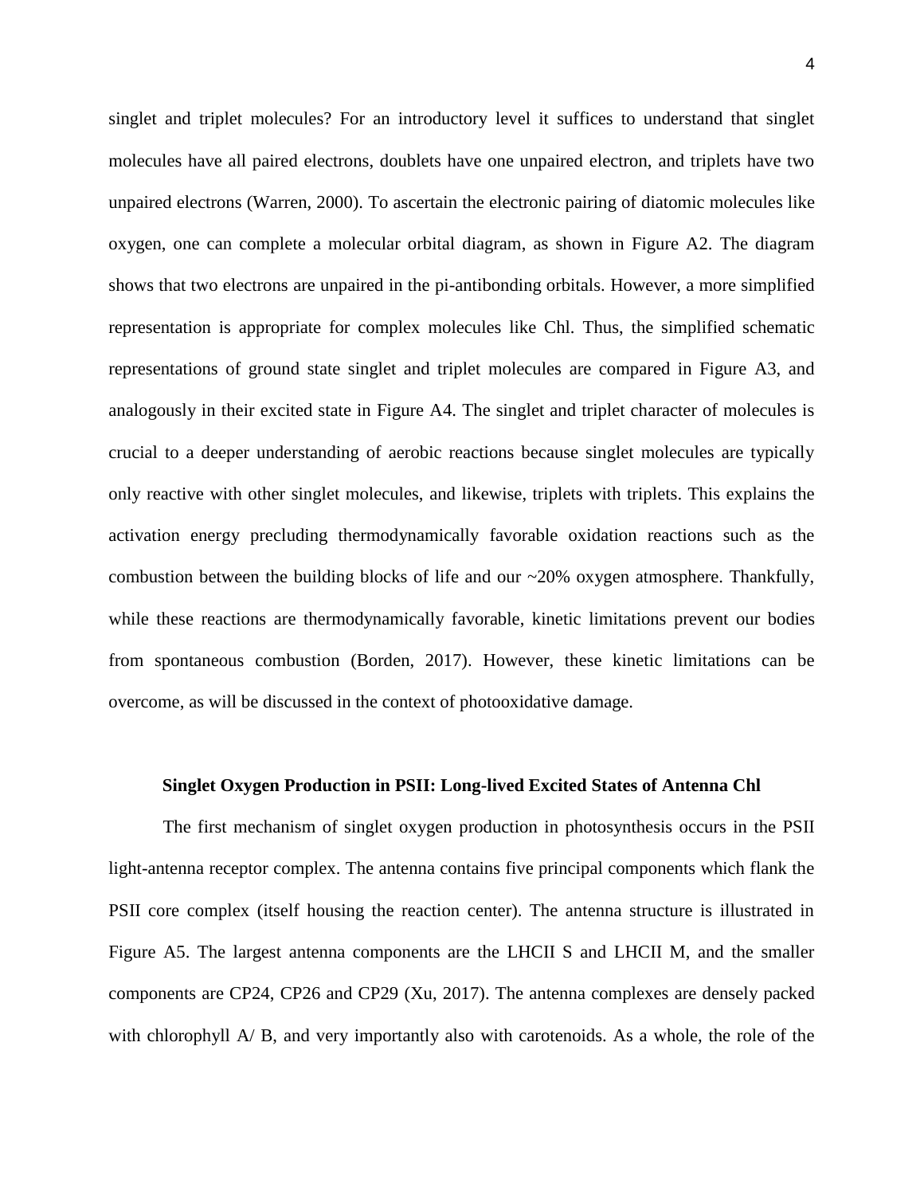singlet and triplet molecules? For an introductory level it suffices to understand that singlet molecules have all paired electrons, doublets have one unpaired electron, and triplets have two unpaired electrons (Warren, 2000). To ascertain the electronic pairing of diatomic molecules like oxygen, one can complete a molecular orbital diagram, as shown in Figure A2. The diagram shows that two electrons are unpaired in the pi-antibonding orbitals. However, a more simplified representation is appropriate for complex molecules like Chl. Thus, the simplified schematic representations of ground state singlet and triplet molecules are compared in Figure A3, and analogously in their excited state in Figure A4. The singlet and triplet character of molecules is crucial to a deeper understanding of aerobic reactions because singlet molecules are typically only reactive with other singlet molecules, and likewise, triplets with triplets. This explains the activation energy precluding thermodynamically favorable oxidation reactions such as the combustion between the building blocks of life and our ~20% oxygen atmosphere. Thankfully, while these reactions are thermodynamically favorable, kinetic limitations prevent our bodies from spontaneous combustion (Borden, 2017). However, these kinetic limitations can be overcome, as will be discussed in the context of photooxidative damage.

### Singlet Oxygen Production in PSII: Long-lived Excited States of Antenna Chl

The first mechanism of singlet oxygen production in photosynthesis occurs in the PSII light-antenna receptor complex. The antenna contains five principal components which flank the PSII core complex (itself housing the reaction center). The antenna structure is illustrated in Figure A5. The largest antenna components are the LHCII S and LHCII M, and the smaller components are CP24, CP26 and CP29 (Xu, 2017). The antenna complexes are densely packed with chlorophyll A/ B, and very importantly also with carotenoids. As a whole, the role of the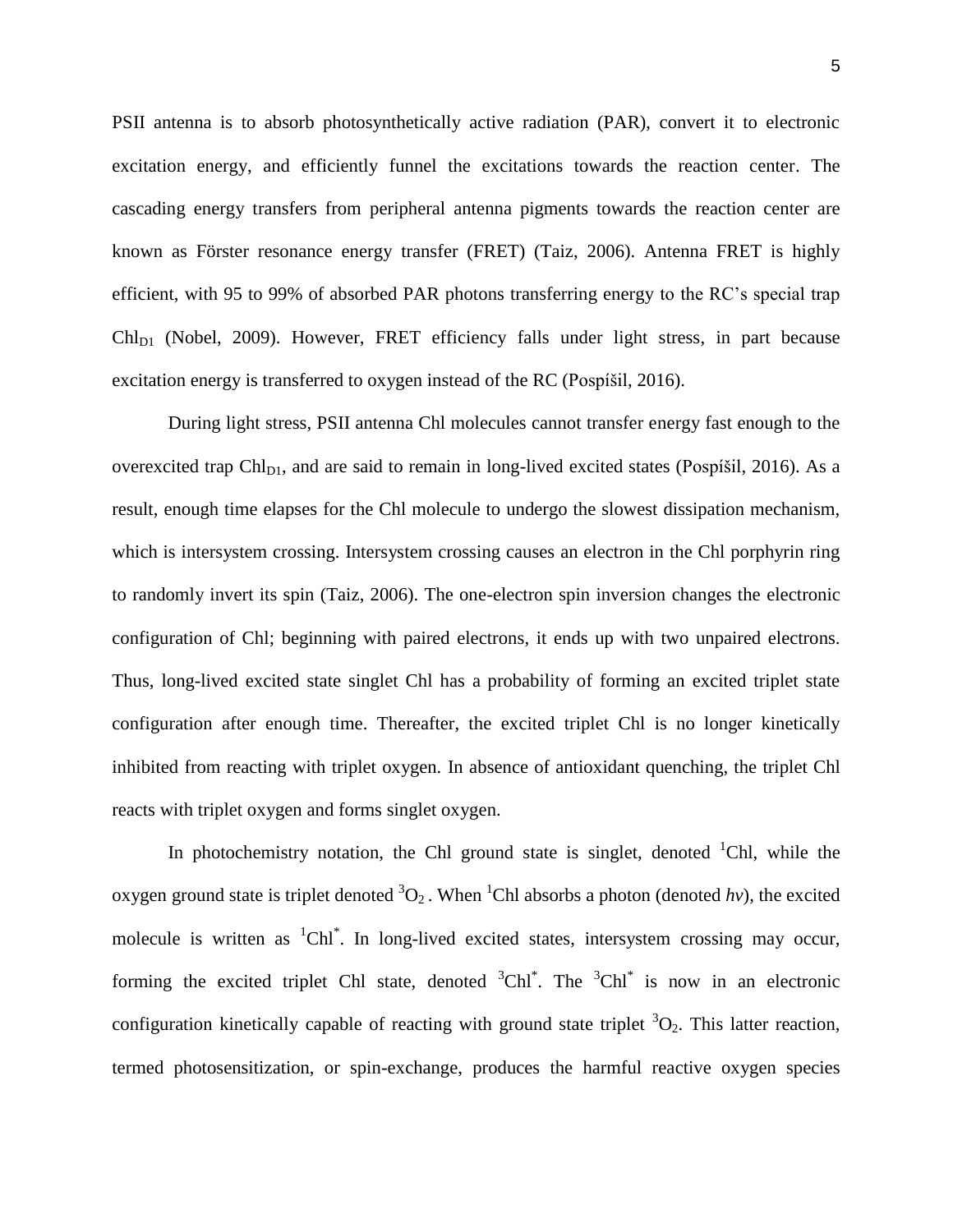PSII antenna is to absorb photosynthetically active radiation (PAR), convert it to electronic excitation energy, and efficiently funnel the excitations towards the reaction center. The cascading energy transfers from peripheral antenna pigments towards the reaction center are known as Förster resonance energy transfer (FRET) (Taiz, 2006). Antenna FRET is highly efficient, with 95 to 99% of absorbed PAR photons transferring energy to the RC's special trap $Chl_{D1}$ (Nobel, 2009). However, FRET efficiency falls under light stress, in part because excitation energy is transferred to oxygen instead of the RC (Pospíšil, 2016).

During light stress, PSII antenna Chl molecules cannot transfer energy fast enough to the overexcited trap $Chl_{D1}$, and are said to remain in long-lived excited states (Pospíšil, 2016). As a result, enough time elapses for the Chl molecule to undergo the slowest dissipation mechanism, which is intersystem crossing. Intersystem crossing causes an electron in the Chl porphyrin ring to randomly invert its spin (Taiz, 2006). The one-electron spin inversion changes the electronic configuration of Chl; beginning with paired electrons, it ends up with two unpaired electrons. Thus, long-lived excited state singlet Chl has a probability of forming an excited triplet state configuration after enough time. Thereafter, the excited triplet Chl is no longer kinetically inhibited from reacting with triplet oxygen. In absence of antioxidant quenching, the triplet Chl reacts with triplet oxygen and forms singlet oxygen.

In photochemistry notation, the Chl ground state is singlet, denoted $^1Chl$, while the oxygen ground state is triplet denoted $^3O_2$ . When $^1Chl$ absorbs a photon (denoted *hv*), the excited molecule is written as $^1Chl^*$. In long-lived excited states, intersystem crossing may occur, forming the excited triplet Chl state, denoted $^3Chl^*$. The $^3Chl^*$ is now in an electronic configuration kinetically capable of reacting with ground state triplet $^3O_2$. This latter reaction, termed photosensitization, or spin-exchange, produces the harmful reactive oxygen species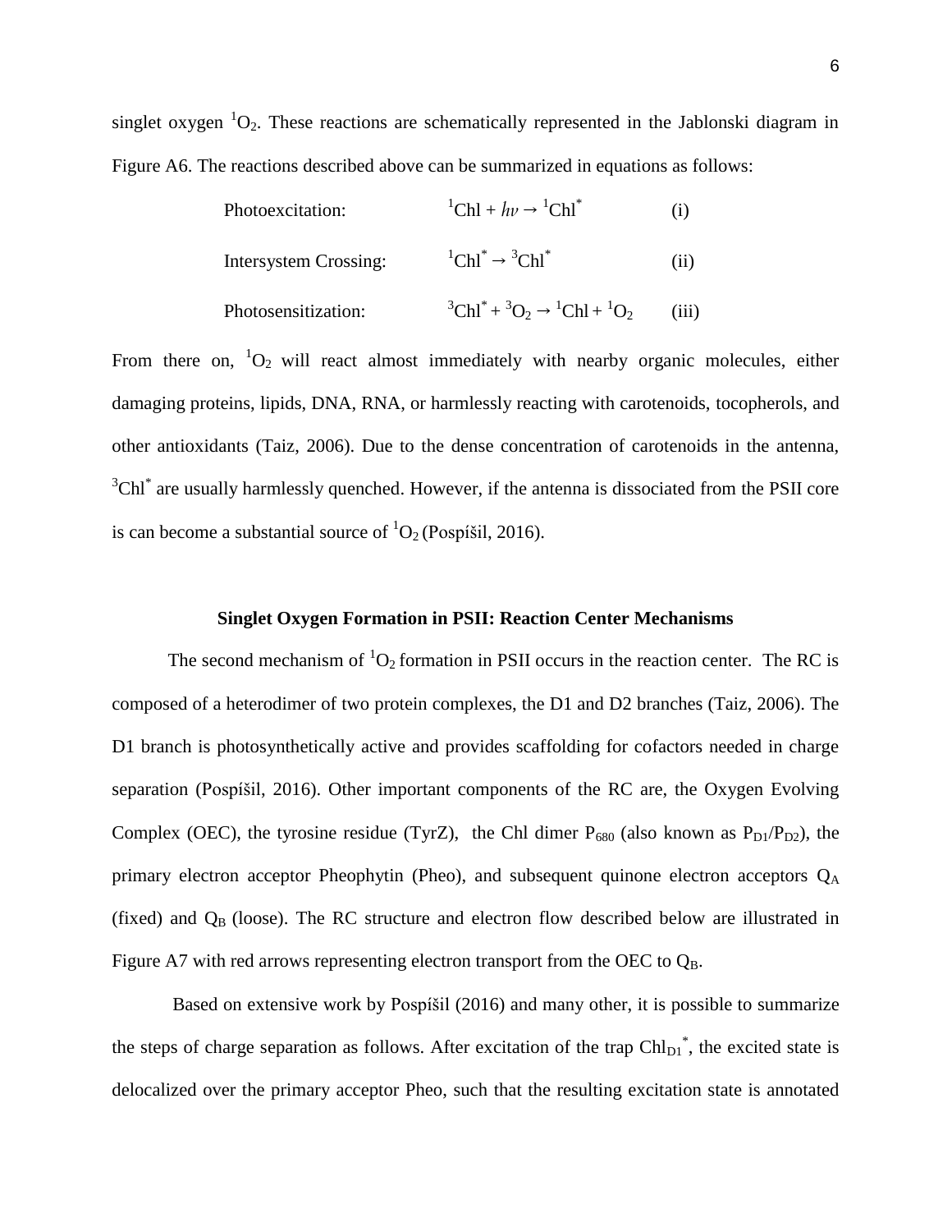singlet oxygen $^1O_2$. These reactions are schematically represented in the Jablonski diagram in Figure A6. The reactions described above can be summarized in equations as follows:

Photoexcitation: $^1Chl + h\nu \rightarrow {}^1Chl^*$ (i)

Intersystem Crossing: $^1Chl^* \rightarrow {}^3Chl^*$ (ii)

Photosensitization: $^3Chl^* + {}^3O_2 \rightarrow {}^1Chl + {}^1O_2$ (iii)

From there on, $^1O_2$ will react almost immediately with nearby organic molecules, either damaging proteins, lipids, DNA, RNA, or harmlessly reacting with carotenoids, tocopherols, and other antioxidants (Taiz, 2006). Due to the dense concentration of carotenoids in the antenna, $^3Chl^*$ are usually harmlessly quenched. However, if the antenna is dissociated from the PSII core is can become a substantial source of $^1O_2$ (Pospíšil, 2016).

## Singlet Oxygen Formation in PSII: Reaction Center Mechanisms

The second mechanism of $^1O_2$ formation in PSII occurs in the reaction center. The RC is composed of a heterodimer of two protein complexes, the D1 and D2 branches (Taiz, 2006). The D1 branch is photosynthetically active and provides scaffolding for cofactors needed in charge separation (Pospíšil, 2016). Other important components of the RC are, the Oxygen Evolving Complex (OEC), the tyrosine residue (TyrZ), the Chl dimer $P_{680}$ (also known as $P_{D1}/P_{D2}$), the primary electron acceptor Pheophytin (Pheo), and subsequent quinone electron acceptors $Q_A$ (fixed) and $Q_B$ (loose). The RC structure and electron flow described below are illustrated in Figure A7 with red arrows representing electron transport from the OEC to $Q_B$.

Based on extensive work by Pospíšil (2016) and many other, it is possible to summarize the steps of charge separation as follows. After excitation of the trap $Chl_{D1}^*$, the excited state is delocalized over the primary acceptor Pheo, such that the resulting excitation state is annotated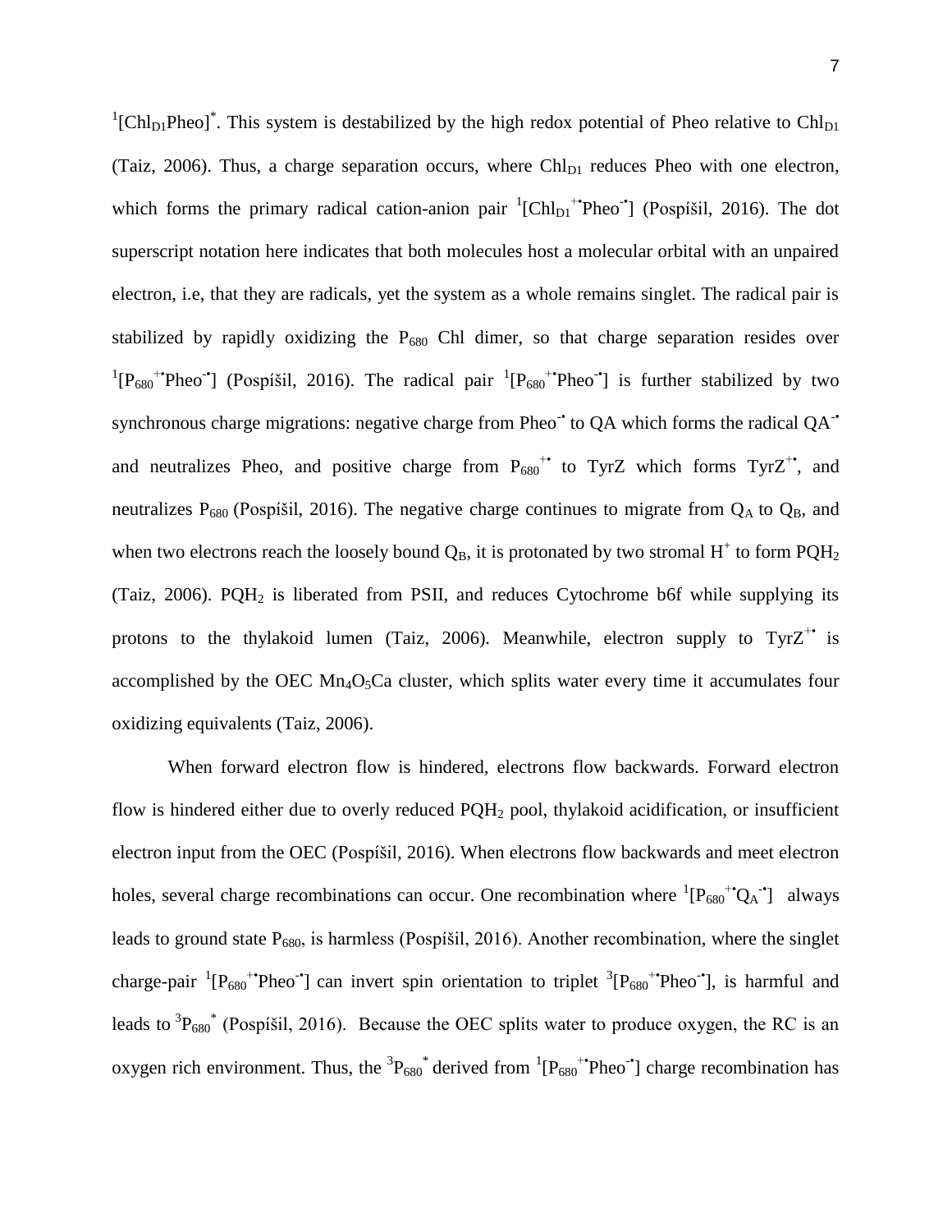$^1[Chl_{D1}Pheo]^*$. This system is destabilized by the high redox potential of Pheo relative to $Chl_{D1}$ (Taiz, 2006). Thus, a charge separation occurs, where $Chl_{D1}$ reduces Pheo with one electron, which forms the primary radical cation-anion pair $^1[Chl_{D1}^{+\bullet}Pheo^{-\bullet}]$ (Pospíšil, 2016). The dot superscript notation here indicates that both molecules host a molecular orbital with an unpaired electron, i.e, that they are radicals, yet the system as a whole remains singlet. The radical pair is stabilized by rapidly oxidizing the $P_{680}$ Chl dimer, so that charge separation resides over $^1[P_{680}^{+\bullet}Pheo^{-\bullet}]$ (Pospíšil, 2016). The radical pair $^1[P_{680}^{+\bullet}Pheo^{-\bullet}]$ is further stabilized by two synchronous charge migrations: negative charge from $Pheo^{-\bullet}$ to QA which forms the radical $QA^{-\bullet}$ and neutralizes Pheo, and positive charge from $P_{680}^{+\bullet}$ to TyrZ which forms $TyrZ^{+\bullet}$, and neutralizes $P_{680}$ (Pospíšil, 2016). The negative charge continues to migrate from $Q_A$ to $Q_B$, and when two electrons reach the loosely bound $Q_B$, it is protonated by two stromal $H^+$ to form $PQH_2$ (Taiz, 2006). $PQH_2$ is liberated from PSII, and reduces Cytochrome b6f while supplying its protons to the thylakoid lumen (Taiz, 2006). Meanwhile, electron supply to $TyrZ^{+\bullet}$ is accomplished by the OEC $Mn_4O_5Ca$ cluster, which splits water every time it accumulates four oxidizing equivalents (Taiz, 2006).

When forward electron flow is hindered, electrons flow backwards. Forward electron flow is hindered either due to overly reduced $PQH_2$ pool, thylakoid acidification, or insufficient electron input from the OEC (Pospíšil, 2016). When electrons flow backwards and meet electron holes, several charge recombinations can occur. One recombination where $^1[P_{680}^{+\bullet}Q_A^{-\bullet}]$ always leads to ground state $P_{680}$, is harmless (Pospíšil, 2016). Another recombination, where the singlet charge-pair $^1[P_{680}^{+\bullet}Pheo^{-\bullet}]$ can invert spin orientation to triplet $^3[P_{680}^{+\bullet}Pheo^{-\bullet}]$, is harmful and leads to $^3P_{680}^*$ (Pospíšil, 2016). Because the OEC splits water to produce oxygen, the RC is an oxygen rich environment. Thus, the $^3P_{680}^*$ derived from $^1[P_{680}^{+\bullet}Pheo^{-\bullet}]$ charge recombination has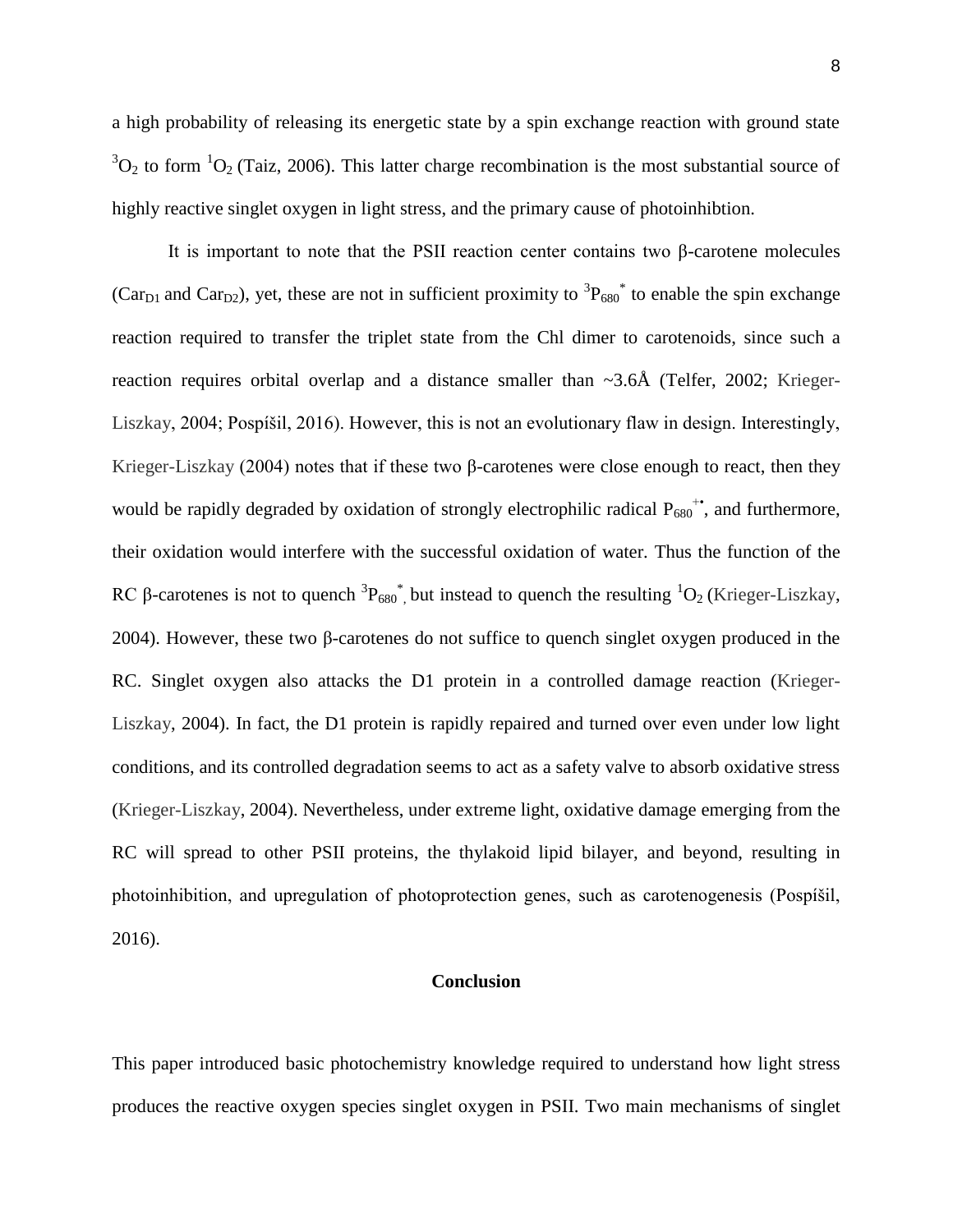a high probability of releasing its energetic state by a spin exchange reaction with ground state $^3O_2$ to form $^1O_2$ (Taiz, 2006). This latter charge recombination is the most substantial source of highly reactive singlet oxygen in light stress, and the primary cause of photoinhibtion.

It is important to note that the PSII reaction center contains two β-carotene molecules ($Car_{D1}$ and $Car_{D2}$), yet, these are not in sufficient proximity to $^3P_{680}^*$ to enable the spin exchange reaction required to transfer the triplet state from the Chl dimer to carotenoids, since such a reaction requires orbital overlap and a distance smaller than ~3.6Å (Telfer, 2002; Krieger-Liszkay, 2004; Pospíšil, 2016). However, this is not an evolutionary flaw in design. Interestingly, Krieger-Liszkay (2004) notes that if these two β-carotenes were close enough to react, then they would be rapidly degraded by oxidation of strongly electrophilic radical $P_{680}^{+•}$, and furthermore, their oxidation would interfere with the successful oxidation of water. Thus the function of the RC β-carotenes is not to quench $^3P_{680}^*$, but instead to quench the resulting $^1O_2$ (Krieger-Liszkay, 2004). However, these two β-carotenes do not suffice to quench singlet oxygen produced in the RC. Singlet oxygen also attacks the D1 protein in a controlled damage reaction (Krieger-Liszkay, 2004). In fact, the D1 protein is rapidly repaired and turned over even under low light conditions, and its controlled degradation seems to act as a safety valve to absorb oxidative stress (Krieger-Liszkay, 2004). Nevertheless, under extreme light, oxidative damage emerging from the RC will spread to other PSII proteins, the thylakoid lipid bilayer, and beyond, resulting in photoinhibition, and upregulation of photoprotection genes, such as carotenogenesis (Pospíšil, 2016).

## Conclusion

This paper introduced basic photochemistry knowledge required to understand how light stress produces the reactive oxygen species singlet oxygen in PSII. Two main mechanisms of singlet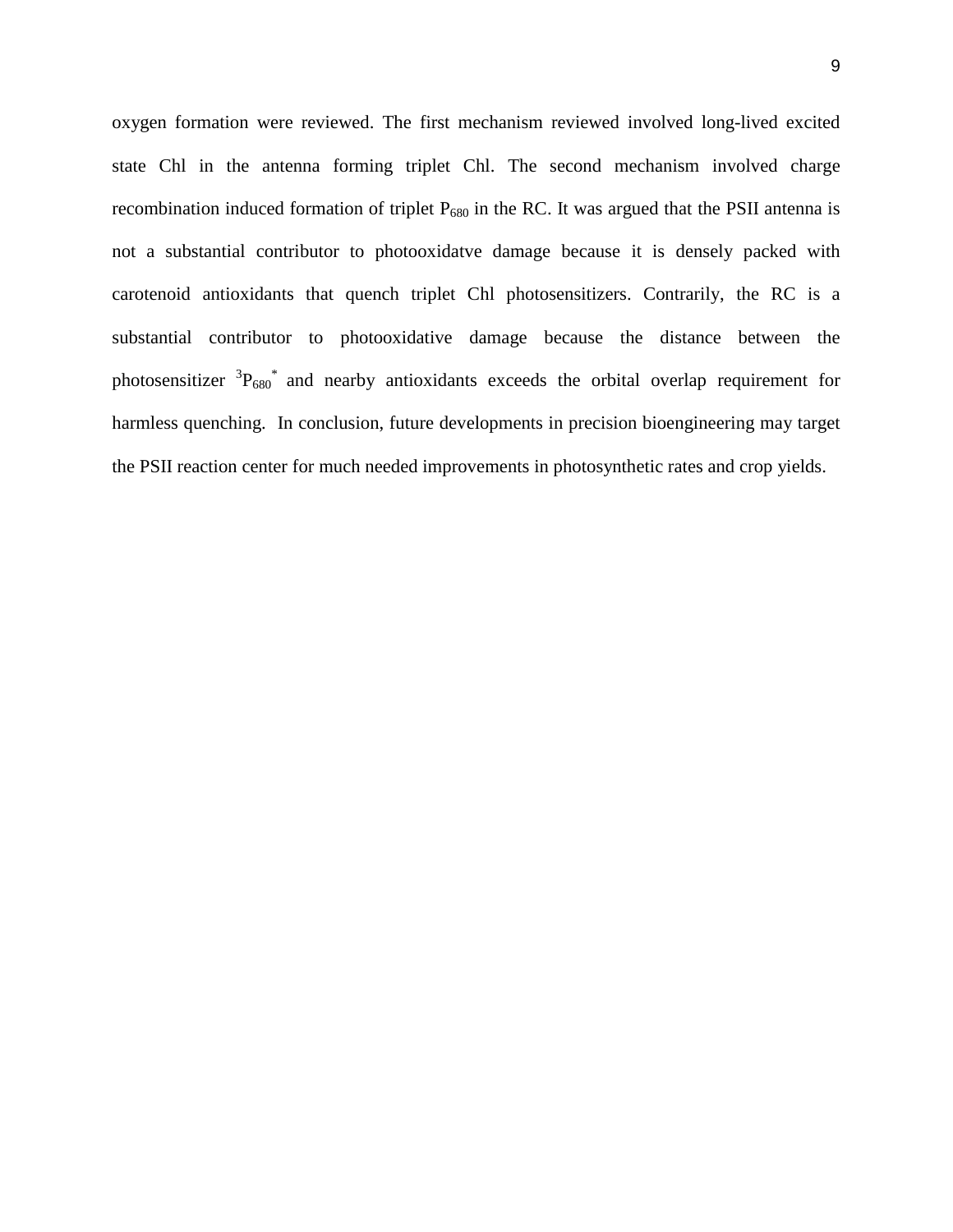oxygen formation were reviewed. The first mechanism reviewed involved long-lived excited state Chl in the antenna forming triplet Chl. The second mechanism involved charge recombination induced formation of triplet $P_{680}$ in the RC. It was argued that the PSII antenna is not a substantial contributor to photooxidatve damage because it is densely packed with carotenoid antioxidants that quench triplet Chl photosensitizers. Contrarily, the RC is a substantial contributor to photooxidative damage because the distance between the photosensitizer $^3P_{680}^*$ and nearby antioxidants exceeds the orbital overlap requirement for harmless quenching. In conclusion, future developments in precision bioengineering may target the PSII reaction center for much needed improvements in photosynthetic rates and crop yields.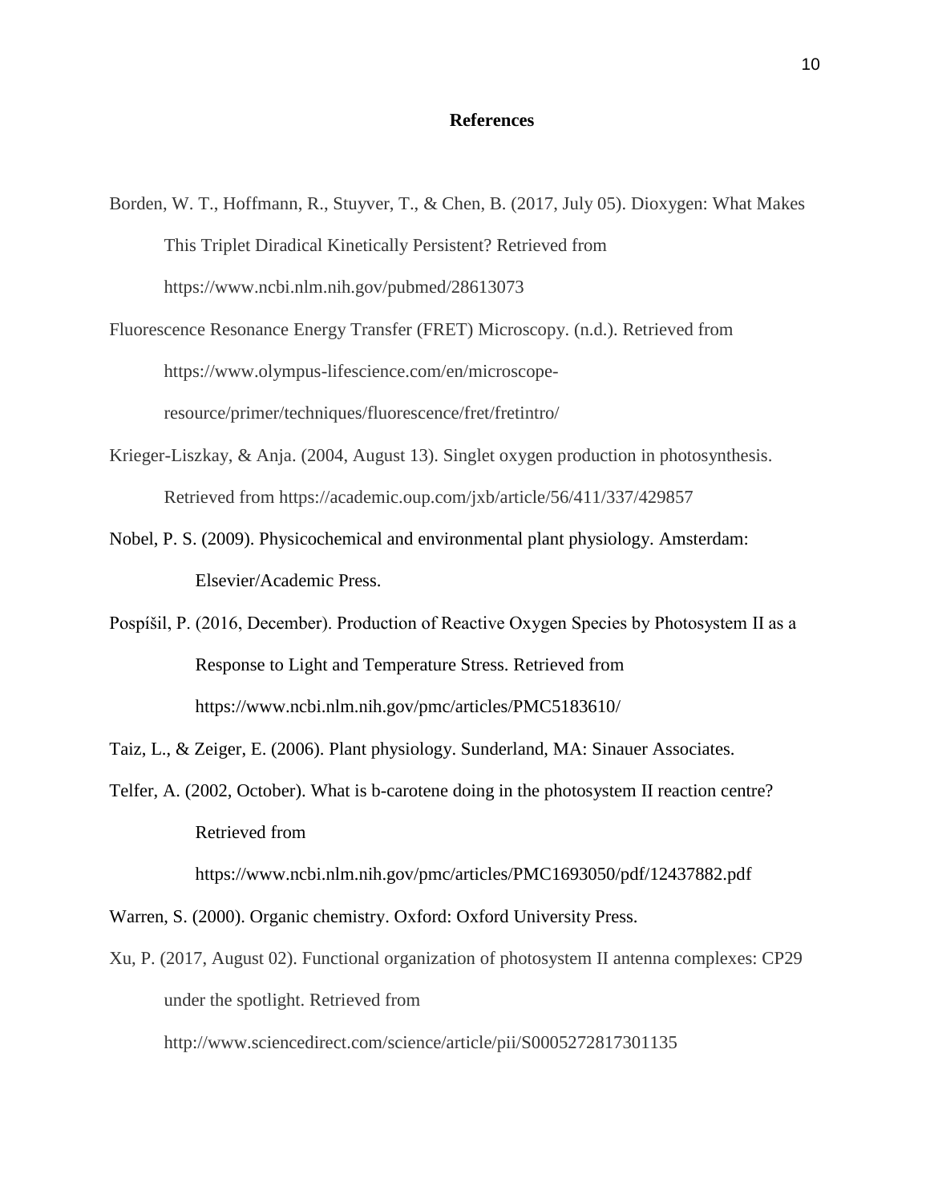# References

Borden, W. T., Hoffmann, R., Stuyver, T., & Chen, B. (2017, July 05). Dioxygen: What Makes This Triplet Diradical Kinetically Persistent? Retrieved from https://www.ncbi.nlm.nih.gov/pubmed/28613073

Fluorescence Resonance Energy Transfer (FRET) Microscopy. (n.d.). Retrieved from https://www.olympus-lifescience.com/en/microscope-resource/primer/techniques/fluorescence/fret/fretintro/

Krieger-Liszkay, & Anja. (2004, August 13). Singlet oxygen production in photosynthesis. Retrieved from https://academic.oup.com/jxb/article/56/411/337/429857

Nobel, P. S. (2009). Physicochemical and environmental plant physiology. Amsterdam: Elsevier/Academic Press.

Pospíšil, P. (2016, December). Production of Reactive Oxygen Species by Photosystem II as a Response to Light and Temperature Stress. Retrieved from https://www.ncbi.nlm.nih.gov/pmc/articles/PMC5183610/

Taiz, L., & Zeiger, E. (2006). Plant physiology. Sunderland, MA: Sinauer Associates.

Telfer, A. (2002, October). What is b-carotene doing in the photosystem II reaction centre? Retrieved from https://www.ncbi.nlm.nih.gov/pmc/articles/PMC1693050/pdf/12437882.pdf

Warren, S. (2000). Organic chemistry. Oxford: Oxford University Press.

Xu, P. (2017, August 02). Functional organization of photosystem II antenna complexes: CP29 under the spotlight. Retrieved from http://www.sciencedirect.com/science/article/pii/S0005272817301135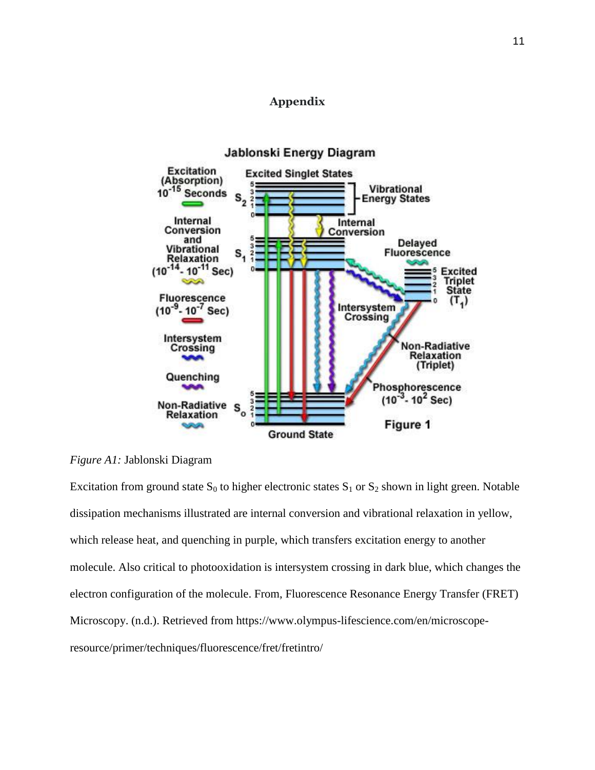# Appendix

*Figure A1:* Jablonski Diagram

Excitation from ground state $S_0$ to higher electronic states $S_1$ or $S_2$ shown in light green. Notable dissipation mechanisms illustrated are internal conversion and vibrational relaxation in yellow, which release heat, and quenching in purple, which transfers excitation energy to another molecule. Also critical to photooxidation is intersystem crossing in dark blue, which changes the electron configuration of the molecule. From, Fluorescence Resonance Energy Transfer (FRET) Microscopy. (n.d.). Retrieved from https://www.olympus-lifescience.com/en/microscope-resource/primer/techniques/fluorescence/fret/fretintro/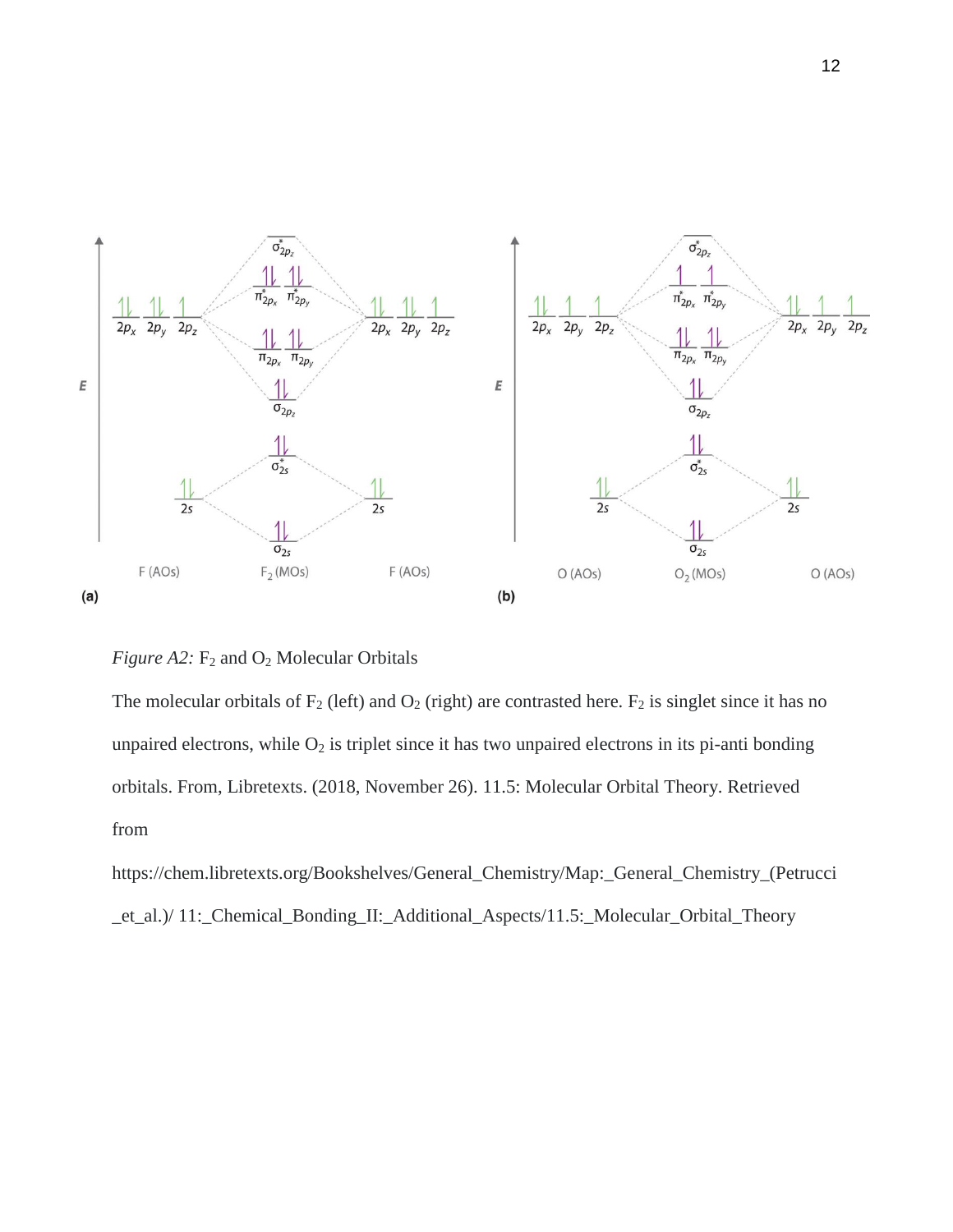*Figure A2:* $F_2$ and $O_2$ Molecular Orbitals

The molecular orbitals of $F_2$ (left) and $O_2$ (right) are contrasted here. $F_2$ is singlet since it has no unpaired electrons, while $O_2$ is triplet since it has two unpaired electrons in its pi-anti bonding orbitals. From, Libretexts. (2018, November 26). 11.5: Molecular Orbital Theory. Retrieved from

https://chem.libretexts.org/Bookshelves/General_Chemistry/Map:_General_Chemistry_(Petrucci_et_al.)/ 11:_Chemical_Bonding_II:_Additional_Aspects/11.5:_Molecular_Orbital_Theory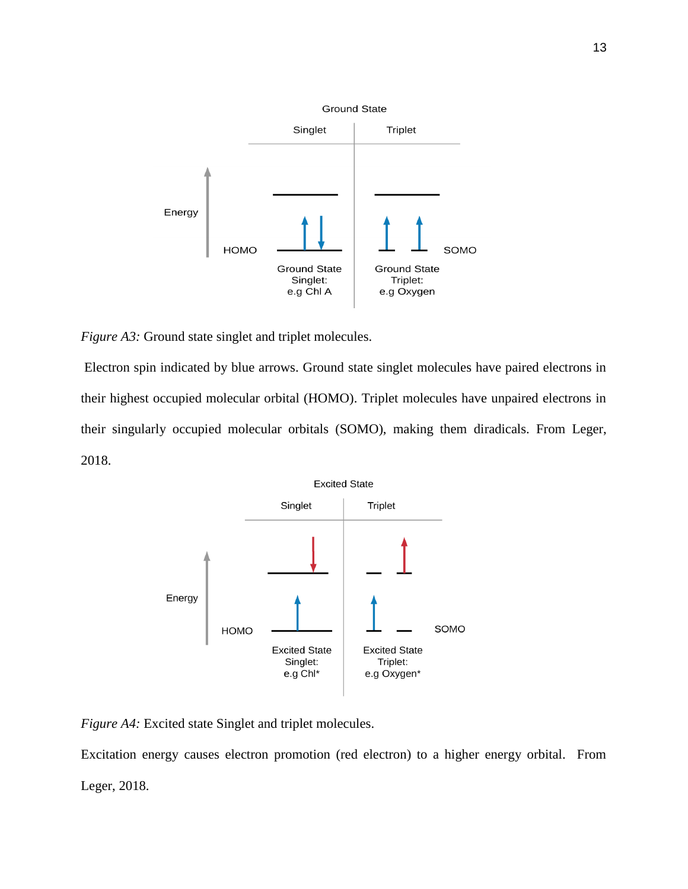*Figure A3:* Ground state singlet and triplet molecules.

Electron spin indicated by blue arrows. Ground state singlet molecules have paired electrons in their highest occupied molecular orbital (HOMO). Triplet molecules have unpaired electrons in their singularly occupied molecular orbitals (SOMO), making them diradicals. From Leger, 2018.

*Figure A4:* Excited state Singlet and triplet molecules.

Excitation energy causes electron promotion (red electron) to a higher energy orbital. From Leger, 2018.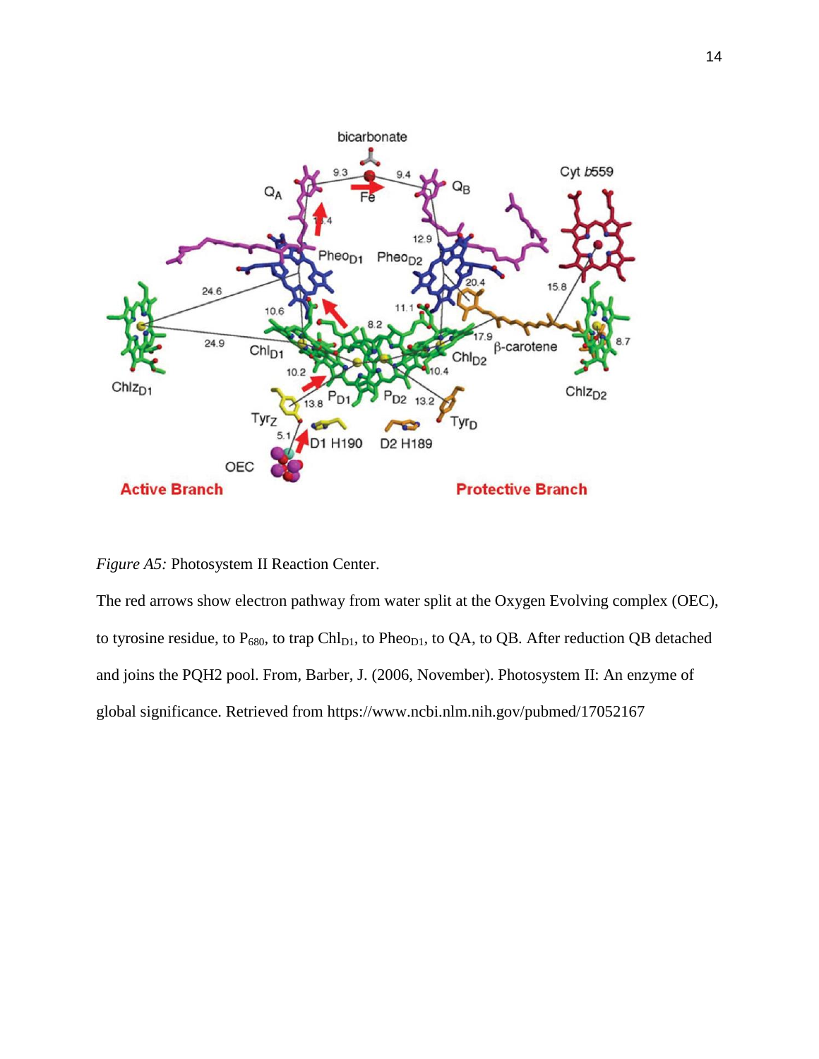*Figure A5:* Photosystem II Reaction Center.

The red arrows show electron pathway from water split at the Oxygen Evolving complex (OEC), to tyrosine residue, to $P_{680}$, to trap $Chl_{D1}$, to $Pheo_{D1}$, to QA, to QB. After reduction QB detached and joins the PQH2 pool. From, Barber, J. (2006, November). Photosystem II: An enzyme of global significance. Retrieved from https://www.ncbi.nlm.nih.gov/pubmed/17052167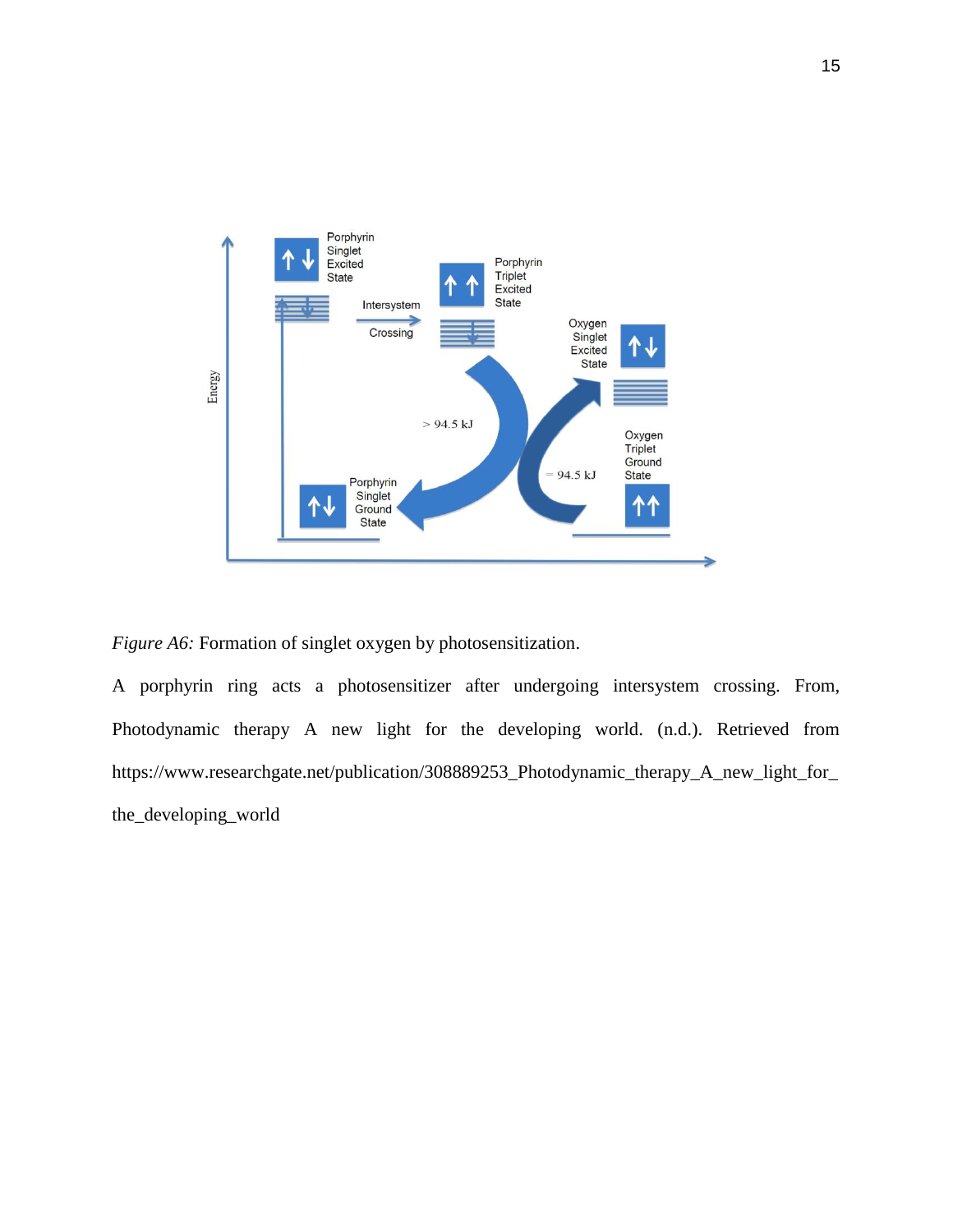*Figure A6:* Formation of singlet oxygen by photosensitization.

A porphyrin ring acts a photosensitizer after undergoing intersystem crossing. From, Photodynamic therapy A new light for the developing world. (n.d.). Retrieved from https://www.researchgate.net/publication/308889253_Photodynamic_therapy_A_new_light_for_the_developing_world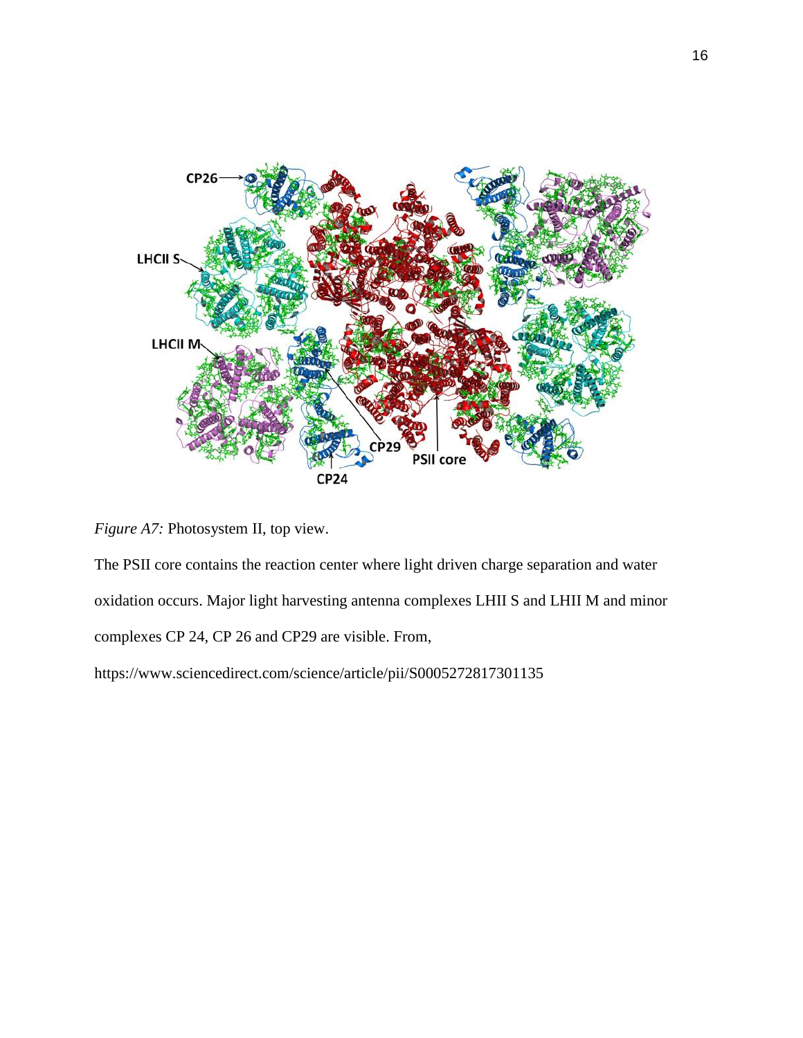*Figure A7:* Photosystem II, top view.

The PSII core contains the reaction center where light driven charge separation and water oxidation occurs. Major light harvesting antenna complexes LHII S and LHII M and minor complexes CP 24, CP 26 and CP29 are visible. From, https://www.sciencedirect.com/science/article/pii/S0005272817301135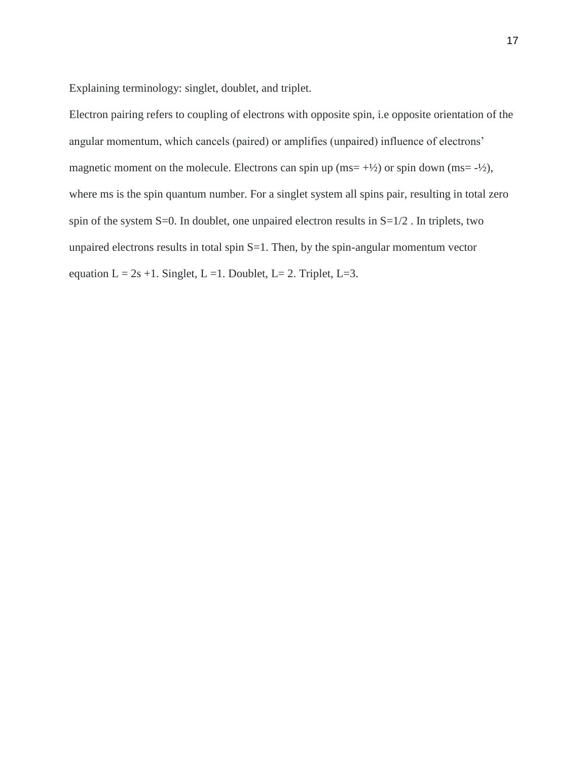Explaining terminology: singlet, doublet, and triplet.

Electron pairing refers to coupling of electrons with opposite spin, i.e opposite orientation of the angular momentum, which cancels (paired) or amplifies (unpaired) influence of electrons' magnetic moment on the molecule. Electrons can spin up ($m_s = +\frac{1}{2}$) or spin down ($m_s = -\frac{1}{2}$), where ms is the spin quantum number. For a singlet system all spins pair, resulting in total zero spin of the system $S=0$. In doublet, one unpaired electron results in $S=1/2$ . In triplets, two unpaired electrons results in total spin $S=1$. Then, by the spin-angular momentum vector equation $L = 2s + 1$. Singlet, $L = 1$. Doublet, $L = 2$. Triplet, $L=3$.